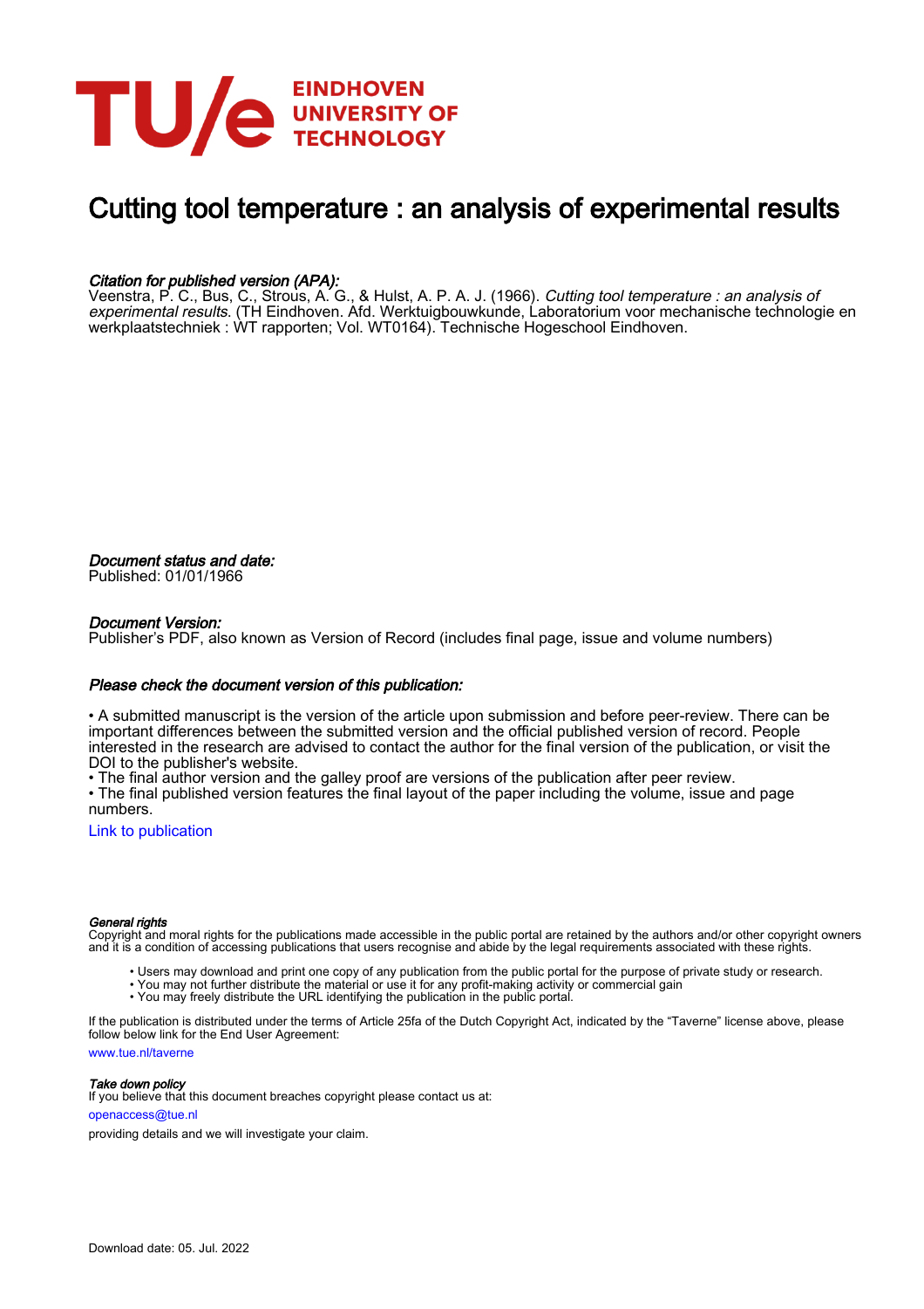# Cutting tool temperature : an analysis of experimental results

***Citation for published version (APA):***
Veenstra, P. C., Bus, C., Strous, A. G., & Hulst, A. P. A. J. (1966). *Cutting tool temperature : an analysis of experimental results*. (TH Eindhoven. Afd. Werktuigbouwkunde, Laboratorium voor mechanische technologie en werkplaatstechniek : WT rapporten; Vol. WT0164). Technische Hogeschool Eindhoven.

***Document status and date:***
Published: 01/01/1966

***Document Version:***
Publisher's PDF, also known as Version of Record (includes final page, issue and volume numbers)

***Please check the document version of this publication:***

• A submitted manuscript is the version of the article upon submission and before peer-review. There can be important differences between the submitted version and the official published version of record. People interested in the research are advised to contact the author for the final version of the publication, or visit the DOI to the publisher's website.
• The final author version and the galley proof are versions of the publication after peer review.
• The final published version features the final layout of the paper including the volume, issue and page numbers.

Link to publication

***General rights***
Copyright and moral rights for the publications made accessible in the public portal are retained by the authors and/or other copyright owners and it is a condition of accessing publications that users recognise and abide by the legal requirements associated with these rights.

- Users may download and print one copy of any publication from the public portal for the purpose of private study or research.
- You may not further distribute the material or use it for any profit-making activity or commercial gain
- You may freely distribute the URL identifying the publication in the public portal.

If the publication is distributed under the terms of Article 25fa of the Dutch Copyright Act, indicated by the "Taverne" license above, please follow below link for the End User Agreement:

www.tue.nl/taverne

***Take down policy***
If you believe that this document breaches copyright please contact us at:

openaccess@tue.nl

providing details and we will investigate your claim.

Download date: 05. Jul. 2022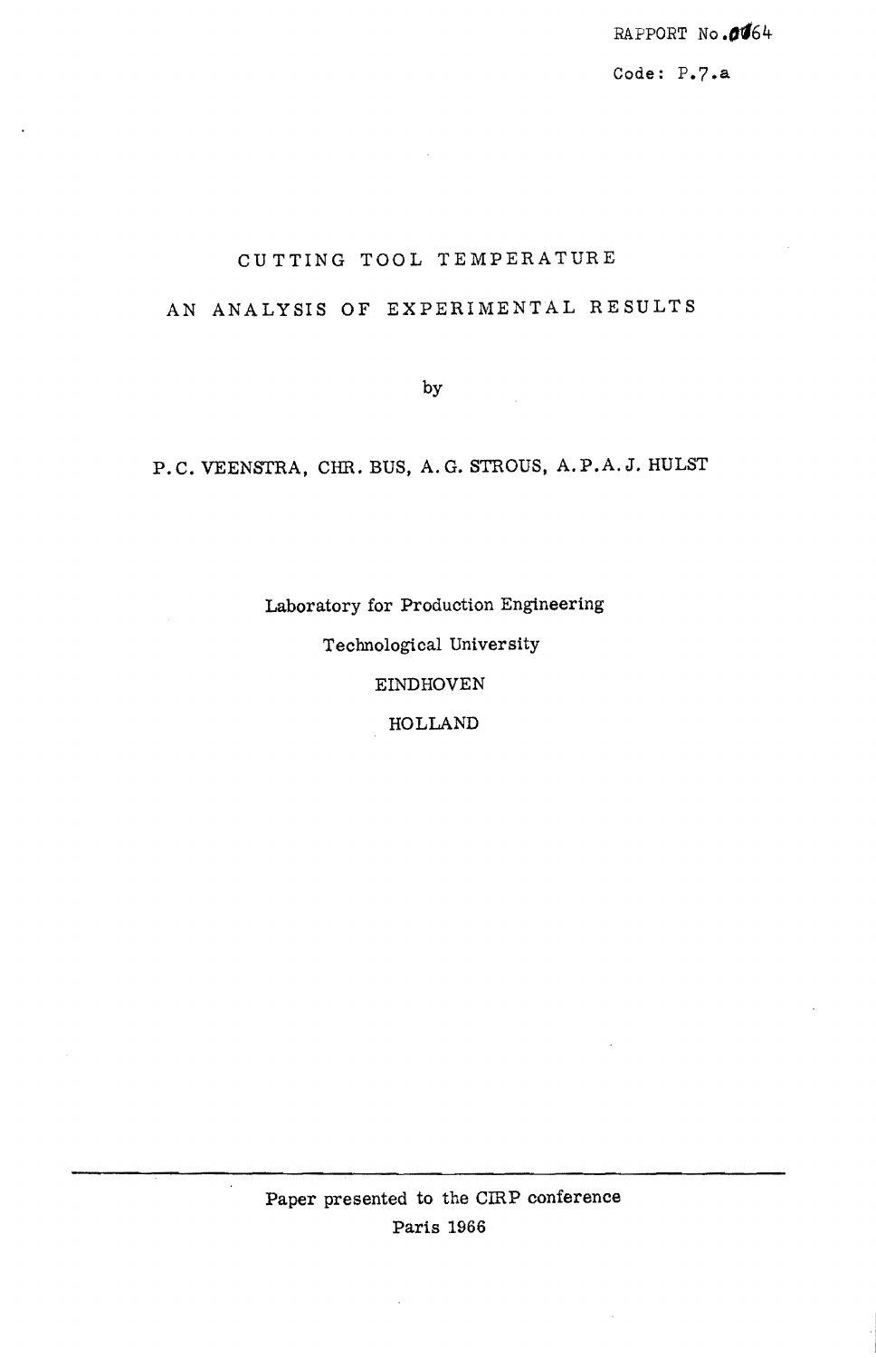RAPPORT No.0064

Code: P.7.a

# CUTTING TOOL TEMPERATURE

# AN ANALYSIS OF EXPERIMENTAL RESULTS

by

P.C. VEENSTRA, CHR. BUS, A.G. STROUS, A.P.A.J. HULST

Laboratory for Production Engineering

Technological University

EINDHOVEN

HOLLAND

---

Paper presented to the CIRP conference

Paris 1966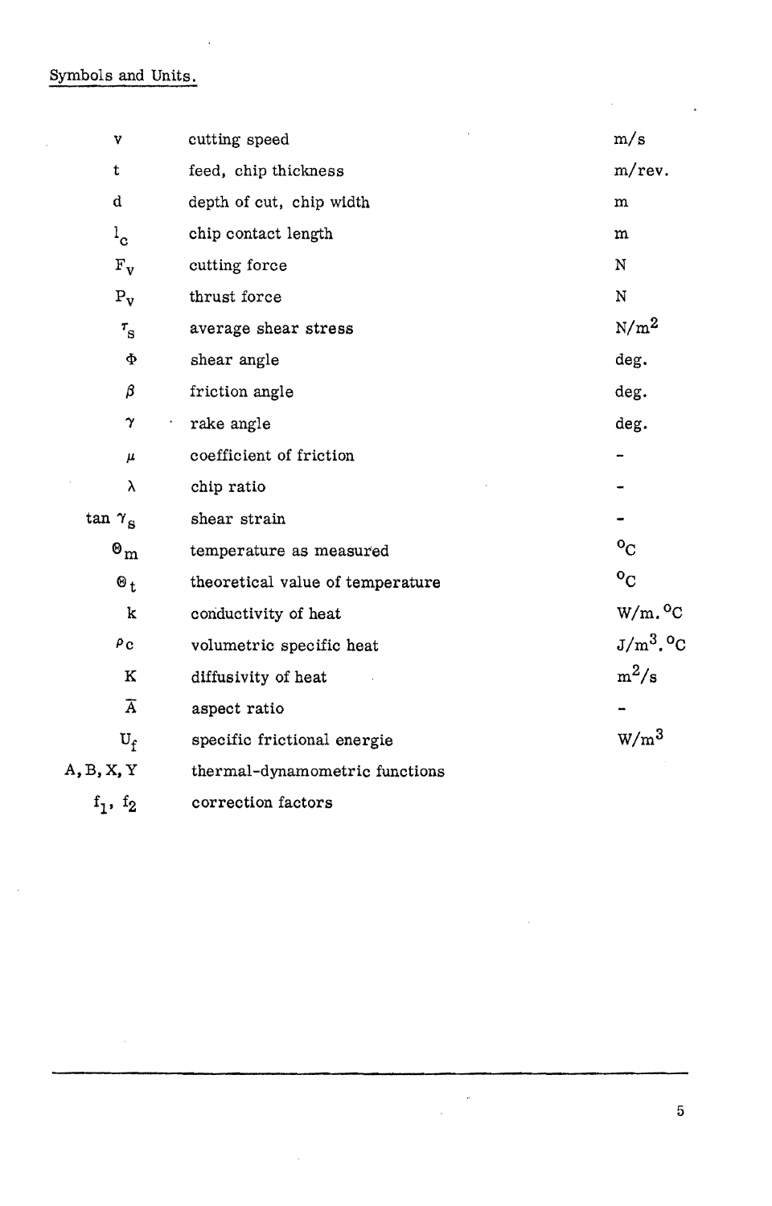Symbols and Units.

| Symbol | Description | Unit |
|---|---|---|
| $v$ | cutting speed | m/s |
| $t$ | feed, chip thickness | m/rev. |
| $d$ | depth of cut, chip width | m |
| $l_c$ | chip contact length | m |
| $F_v$ | cutting force | N |
| $P_v$ | thrust force | N |
| $\tau_s$ | average shear stress | $N/m^2$ |
| $\Phi$ | shear angle | deg. |
| $\beta$ | friction angle | deg. |
| $\gamma$ | rake angle | deg. |
| $\mu$ | coefficient of friction | - |
| $\lambda$ | chip ratio | - |
| $\tan \gamma_s$ | shear strain | - |
| $\Theta_m$ | temperature as measured | $^oC$ |
| $\Theta_t$ | theoretical value of temperature | $^oC$ |
| $k$ | conductivity of heat | $W/m.^oC$ |
| $\rho c$ | volumetric specific heat | $J/m^3.^oC$ |
| $K$ | diffusivity of heat | $m^2/s$ |
| $\overline{A}$ | aspect ratio | - |
| $U_f$ | specific frictional energie | $W/m^3$ |
| $A, B, X, Y$ | thermal-dynamometric functions | |
| $f_1$, $f_2$ | correction factors | |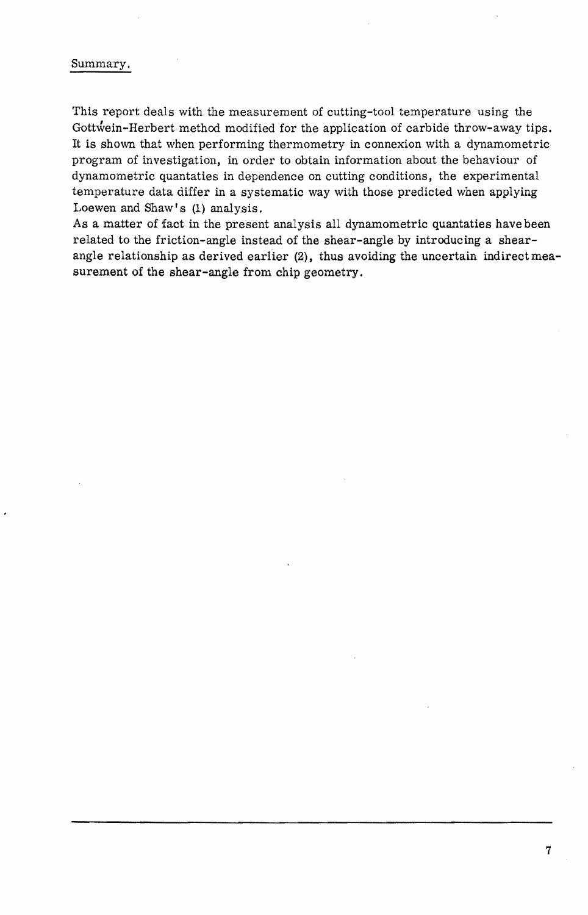## Summary.

This report deals with the measurement of cutting-tool temperature using the Gottwein-Herbert method modified for the application of carbide throw-away tips. It is shown that when performing thermometry in connexion with a dynamometric program of investigation, in order to obtain information about the behaviour of dynamometric quantaties in dependence on cutting conditions, the experimental temperature data differ in a systematic way with those predicted when applying Loewen and Shaw's (1) analysis.
As a matter of fact in the present analysis all dynamometric quantaties have been related to the friction-angle instead of the shear-angle by introducing a shear-angle relationship as derived earlier (2), thus avoiding the uncertain indirect measurement of the shear-angle from chip geometry.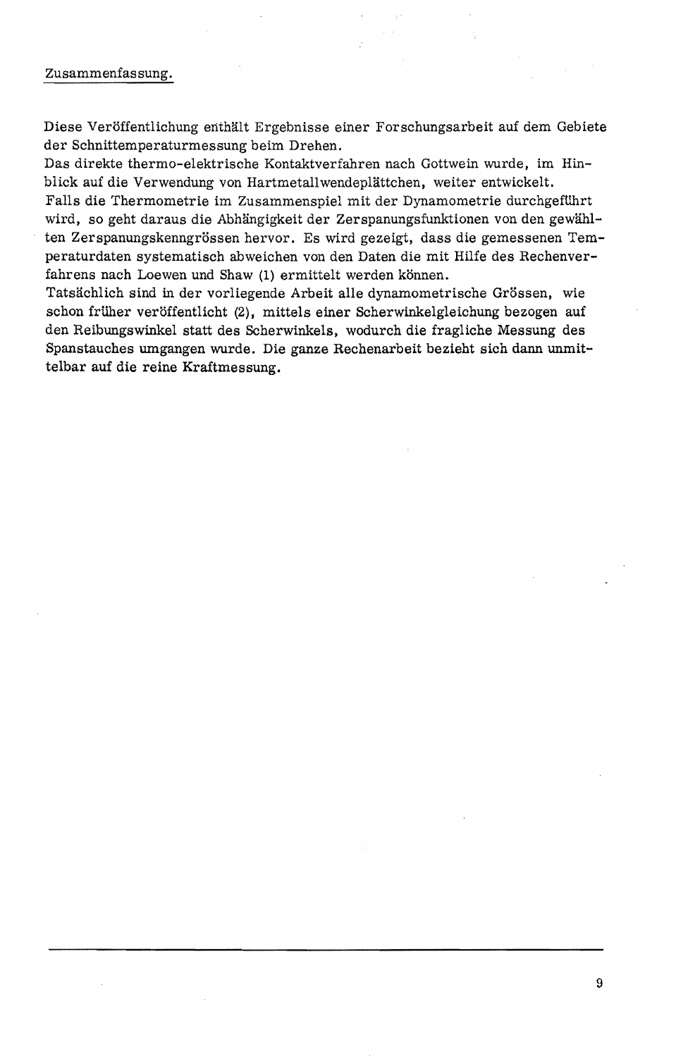## Zusammenfassung.

Diese Veröffentlichung enthält Ergebnisse einer Forschungsarbeit auf dem Gebiete der Schnittemperaturmessung beim Drehen.
Das direkte thermo-elektrische Kontaktverfahren nach Gottwein wurde, im Hinblick auf die Verwendung von Hartmetallwendeplättchen, weiter entwickelt.
Falls die Thermometrie im Zusammenspiel mit der Dynamometrie durchgeführt wird, so geht daraus die Abhängigkeit der Zerspanungsfunktionen von den gewählten Zerspanungskenngrössen hervor. Es wird gezeigt, dass die gemessenen Temperaturdaten systematisch abweichen von den Daten die mit Hilfe des Rechenverfahrens nach Loewen und Shaw (1) ermittelt werden können.
Tatsächlich sind in der vorliegende Arbeit alle dynamometrische Grössen, wie schon früher veröffentlicht (2), mittels einer Scherwinkelgleichung bezogen auf den Reibungswinkel statt des Scherwinkels, wodurch die fragliche Messung des Spanstauches umgangen wurde. Die ganze Rechenarbeit bezieht sich dann unmittelbar auf die reine Kraftmessung.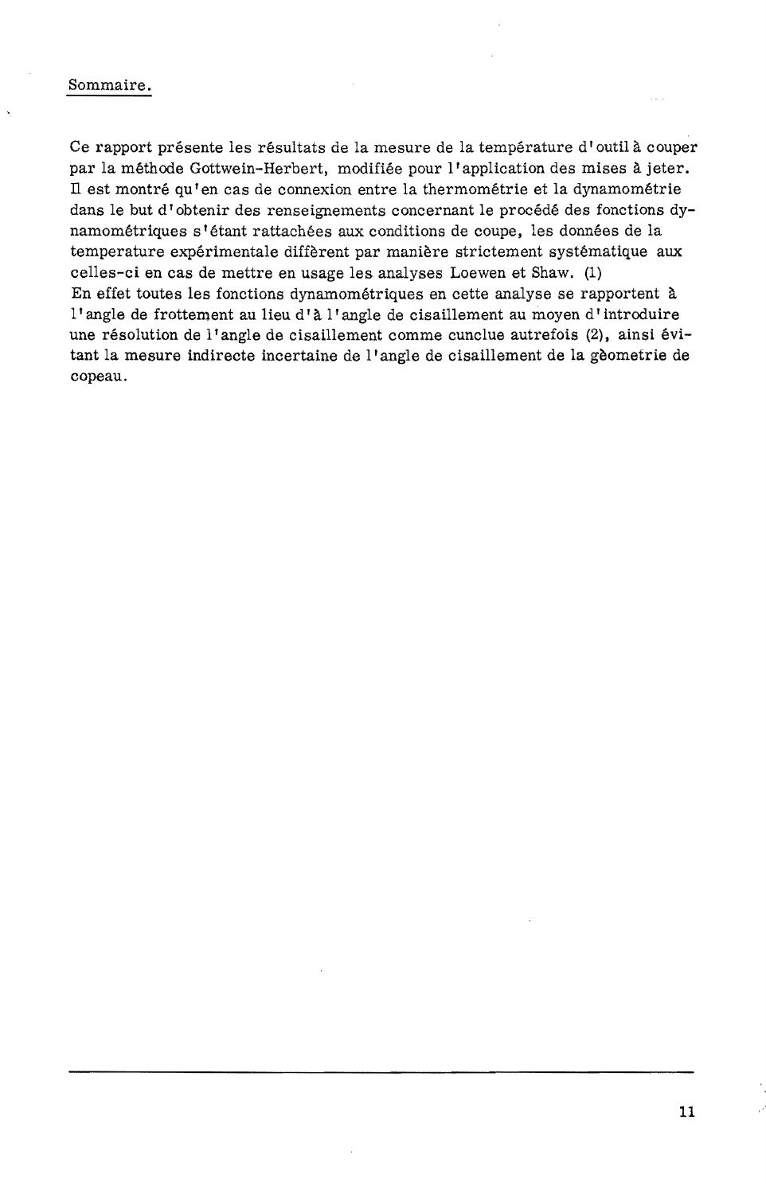Sommaire.

Ce rapport présente les résultats de la mesure de la température d'outil à couper par la méthode Gottwein-Herbert, modifiée pour l'application des mises à jeter. Il est montré qu'en cas de connexion entre la thermométrie et la dynamométrie dans le but d'obtenir des renseignements concernant le procédé des fonctions dynamométriques s'étant rattachées aux conditions de coupe, les données de la temperature expérimentale diffèrent par manière strictement systématique aux celles-ci en cas de mettre en usage les analyses Loewen et Shaw. (1)
En effet toutes les fonctions dynamométriques en cette analyse se rapportent à l'angle de frottement au lieu d'à l'angle de cisaillement au moyen d'introduire une résolution de l'angle de cisaillement comme cunclue autrefois (2), ainsi évitant la mesure indirecte incertaine de l'angle de cisaillement de la gèometrie de copeau.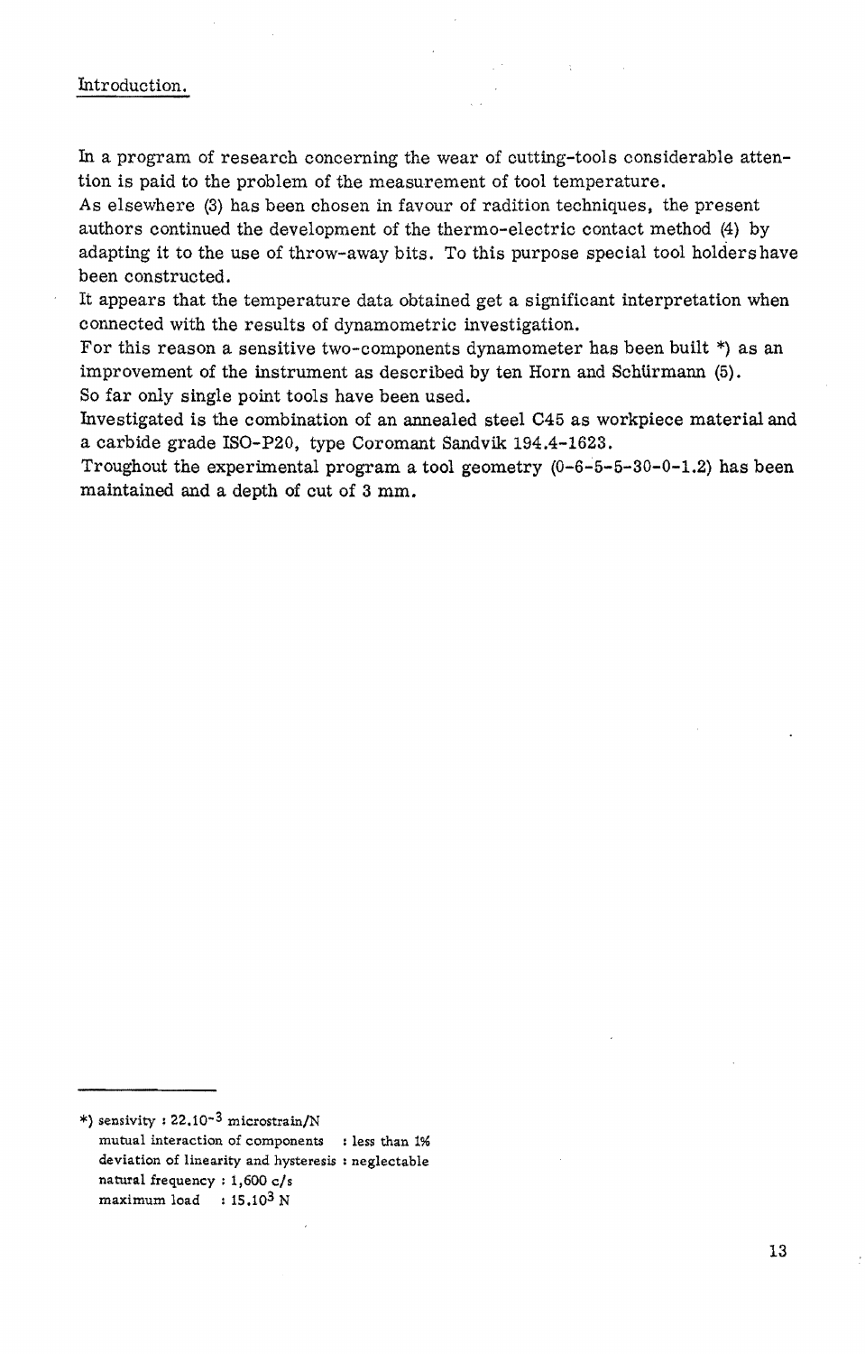## Introduction.

In a program of research concerning the wear of cutting-tools considerable attention is paid to the problem of the measurement of tool temperature.
As elsewhere (3) has been chosen in favour of radition techniques, the present authors continued the development of the thermo-electric contact method (4) by adapting it to the use of throw-away bits. To this purpose special tool holders have been constructed.
It appears that the temperature data obtained get a significant interpretation when connected with the results of dynamometric investigation.
For this reason a sensitive two-components dynamometer has been built *) as an improvement of the instrument as described by ten Horn and Schürmann (5).
So far only single point tools have been used.
Investigated is the combination of an annealed steel C45 as workpiece material and a carbide grade ISO-P20, type Coromant Sandvik 194.4-1623.
Troughout the experimental program a tool geometry (0-6-5-5-30-0-1.2) has been maintained and a depth of cut of 3 mm.

---

*) sensivity : $22.10^{-3}$ microstrain/N
mutual interaction of components : less than 1%
deviation of linearity and hysteresis : neglectable
natural frequency : 1,600 c/s
maximum load : $15.10^{3}$ N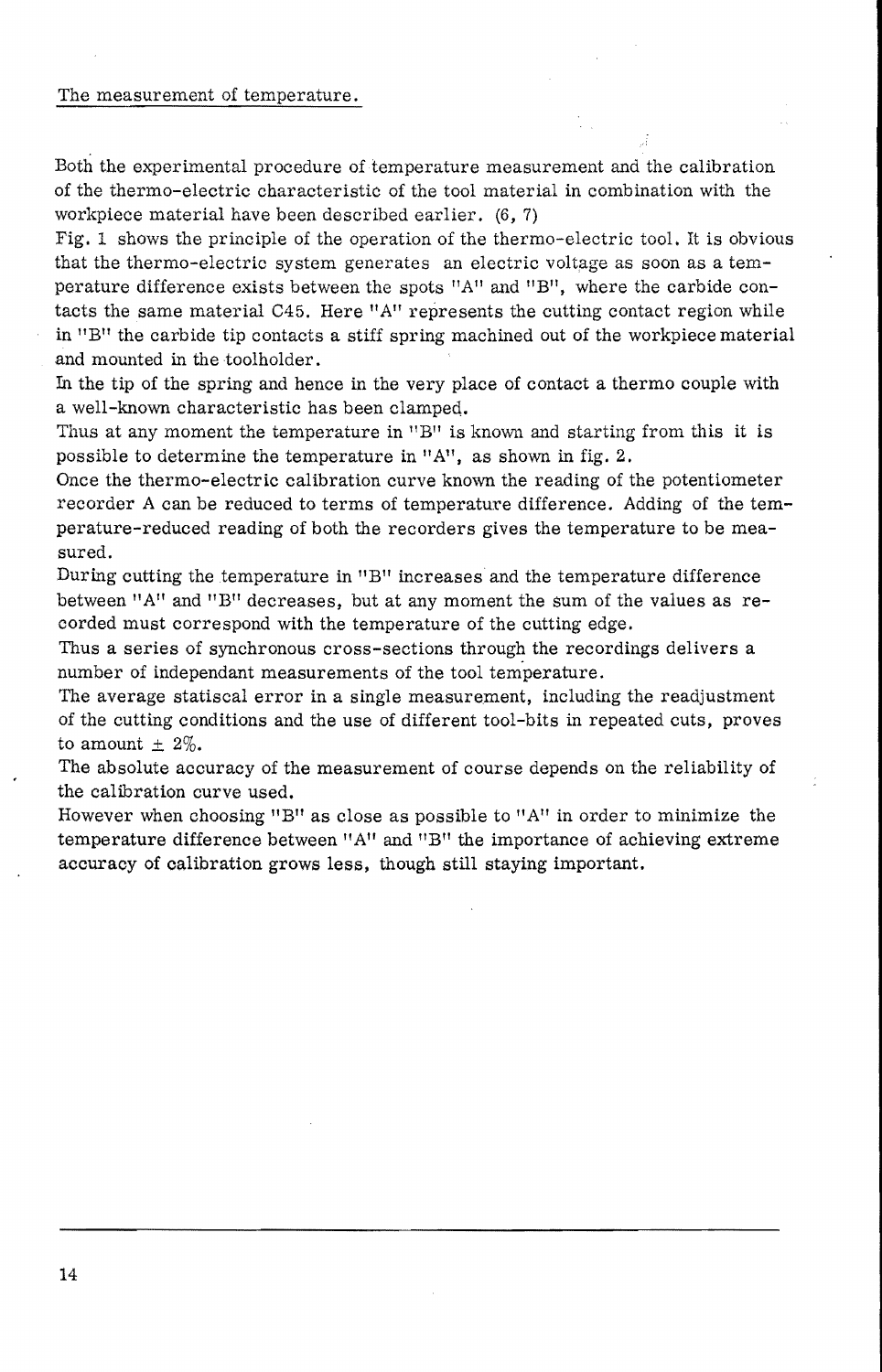## The measurement of temperature.

Both the experimental procedure of temperature measurement and the calibration of the thermo-electric characteristic of the tool material in combination with the workpiece material have been described earlier. (6, 7)

Fig. 1 shows the principle of the operation of the thermo-electric tool. It is obvious that the thermo-electric system generates an electric voltage as soon as a temperature difference exists between the spots "A" and "B", where the carbide contacts the same material C45. Here "A" represents the cutting contact region while in "B" the carbide tip contacts a stiff spring machined out of the workpiece material and mounted in the toolholder.

In the tip of the spring and hence in the very place of contact a thermo couple with a well-known characteristic has been clamped.

Thus at any moment the temperature in "B" is known and starting from this it is possible to determine the temperature in "A", as shown in fig. 2.

Once the thermo-electric calibration curve known the reading of the potentiometer recorder A can be reduced to terms of temperature difference. Adding of the temperature-reduced reading of both the recorders gives the temperature to be measured.

During cutting the temperature in "B" increases and the temperature difference between "A" and "B" decreases, but at any moment the sum of the values as recorded must correspond with the temperature of the cutting edge.

Thus a series of synchronous cross-sections through the recordings delivers a number of independant measurements of the tool temperature.

The average statiscal error in a single measurement, including the readjustment of the cutting conditions and the use of different tool-bits in repeated cuts, proves to amount ± 2%.

The absolute accuracy of the measurement of course depends on the reliability of the calibration curve used.

However when choosing "B" as close as possible to "A" in order to minimize the temperature difference between "A" and "B" the importance of achieving extreme accuracy of calibration grows less, though still staying important.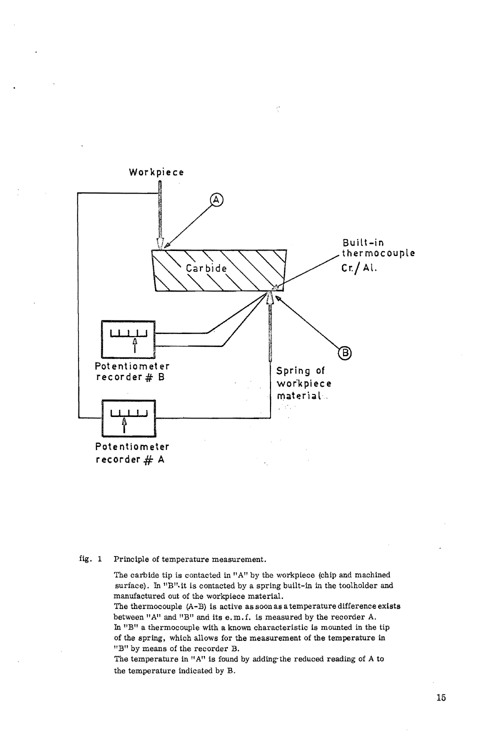Workpiece

Carbide

Built-in thermocouple Cr./Al.

Potentiometer recorder # B

Spring of workpiece material

Potentiometer recorder # A

fig. 1 Principle of temperature measurement.

The carbide tip is contacted in "A" by the workpiece (chip and machined surface). In "B" it is contacted by a spring built-in in the toolholder and manufactured out of the workpiece material.
The thermocouple (A-B) is active as soon as a temperature difference exists between "A" and "B" and its e.m.f. is measured by the recorder A.
In "B" a thermocouple with a known characteristic is mounted in the tip of the spring, which allows for the measurement of the temperature in "B" by means of the recorder B.
The temperature in "A" is found by adding the reduced reading of A to the temperature indicated by B.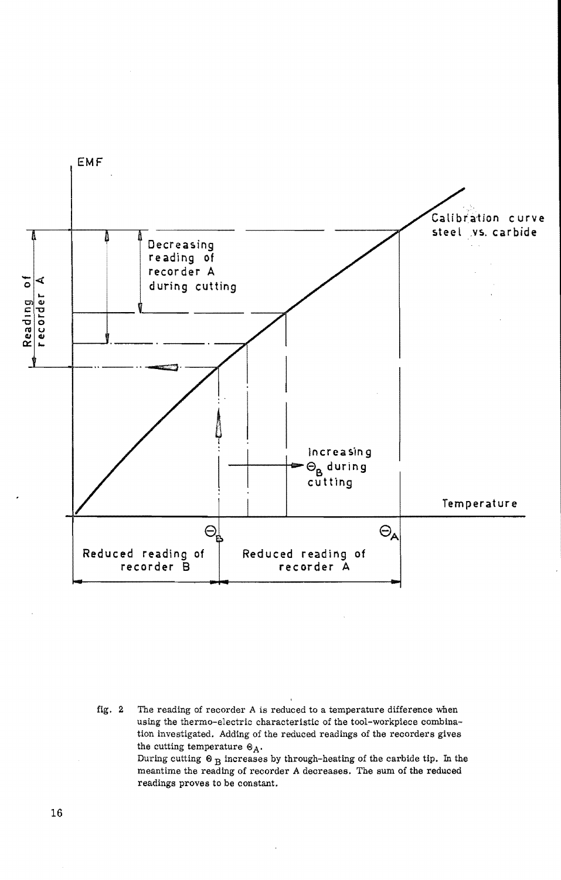fig. 2 The reading of recorder A is reduced to a temperature difference when using the thermo-electric characteristic of the tool-workpiece combination investigated. Adding of the reduced readings of the recorders gives the cutting temperature $\Theta_A$.
During cutting $\Theta_B$ increases by through-heating of the carbide tip. In the meantime the reading of recorder A decreases. The sum of the reduced readings proves to be constant.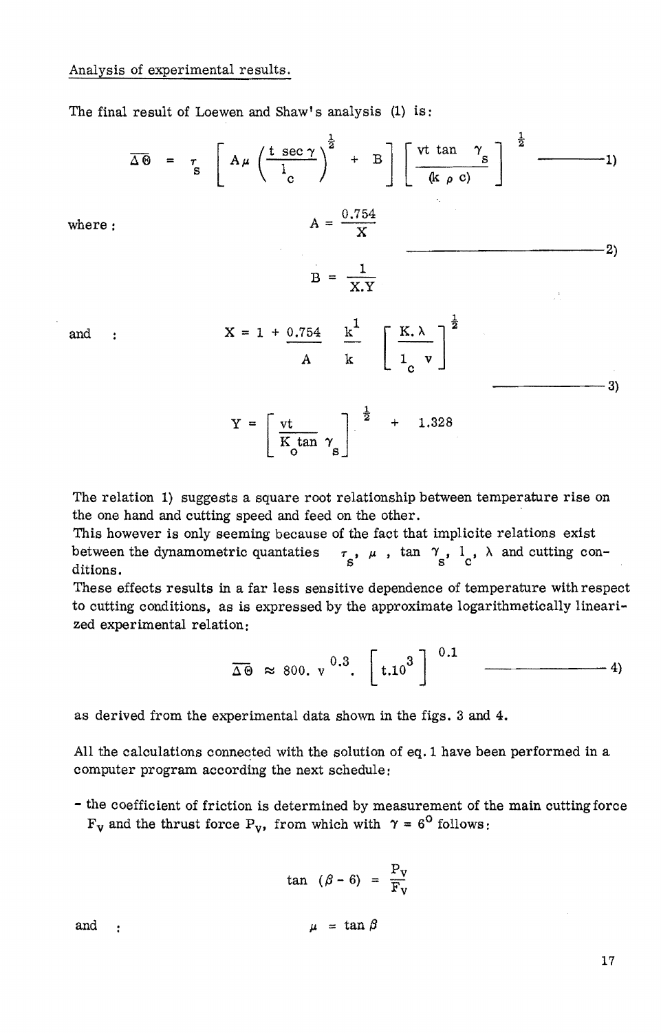Analysis of experimental results.

The final result of Loewen and Shaw's analysis (1) is:

$$\overline{\Delta\Theta} = \tau_s \left[ A\mu \left( \frac{t \sec \gamma}{l_c} \right)^{\frac{1}{2}} + B \right] \left[ \frac{vt \tan \gamma_s}{(k \rho c)} \right]^{\frac{1}{2}} \qquad \text{—— 1)}$$

where :

$$A = \frac{0.754}{X}$$

$$B = \frac{1}{X.Y} \qquad \text{—— 2)}$$

and :

$$X = 1 + \frac{0.754}{A} \frac{k^1}{k} \left[ \frac{K.\lambda}{l_c v} \right]^{\frac{1}{2}}$$

$$Y = \left[ \frac{vt}{K_o \tan \gamma_s} \right]^{\frac{1}{2}} + 1.328 \qquad \text{—— 3)}$$

The relation 1) suggests a square root relationship between temperature rise on the one hand and cutting speed and feed on the other.
This however is only seeming because of the fact that implicite relations exist between the dynamometric quantaties $\tau_s$, $\mu$, $\tan \gamma_s$, $l_c$, $\lambda$ and cutting conditions.
These effects results in a far less sensitive dependence of temperature with respect to cutting conditions, as is expressed by the approximate logarithmetically linearized experimental relation:

$$\overline{\Delta\Theta} \approx 800. v^{0.3}. \left[ t.10^3 \right]^{0.1} \qquad \text{—— 4)}$$

as derived from the experimental data shown in the figs. 3 and 4.

All the calculations connected with the solution of eq. 1 have been performed in a computer program according the next schedule:

- the coefficient of friction is determined by measurement of the main cutting force $F_v$ and the thrust force $P_v$, from which with $\gamma = 6^o$ follows:

$$\tan (\beta - 6) = \frac{P_v}{F_v}$$

and :

$$\mu = \tan \beta$$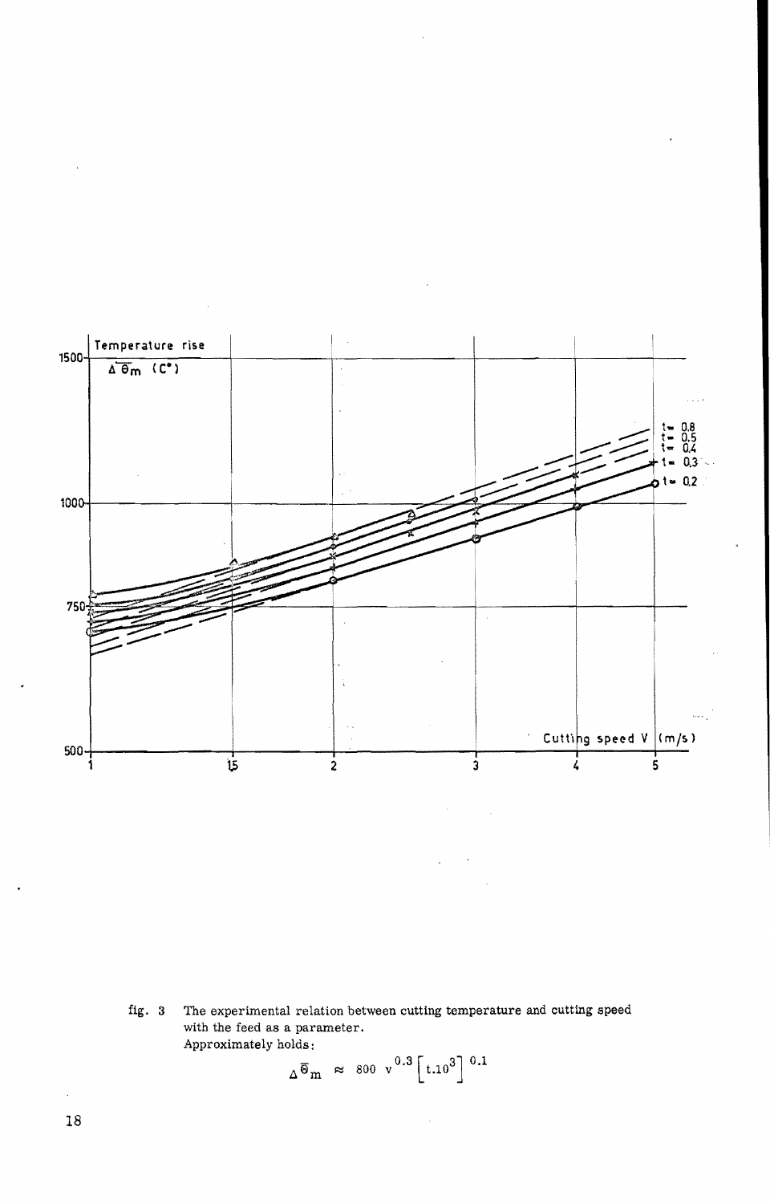fig. 3 The experimental relation between cutting temperature and cutting speed with the feed as a parameter.
Approximately holds:

$$\Delta\overline{\Theta}_m \approx 800\ v^{0.3}\left[t.10^3\right]^{0.1}$$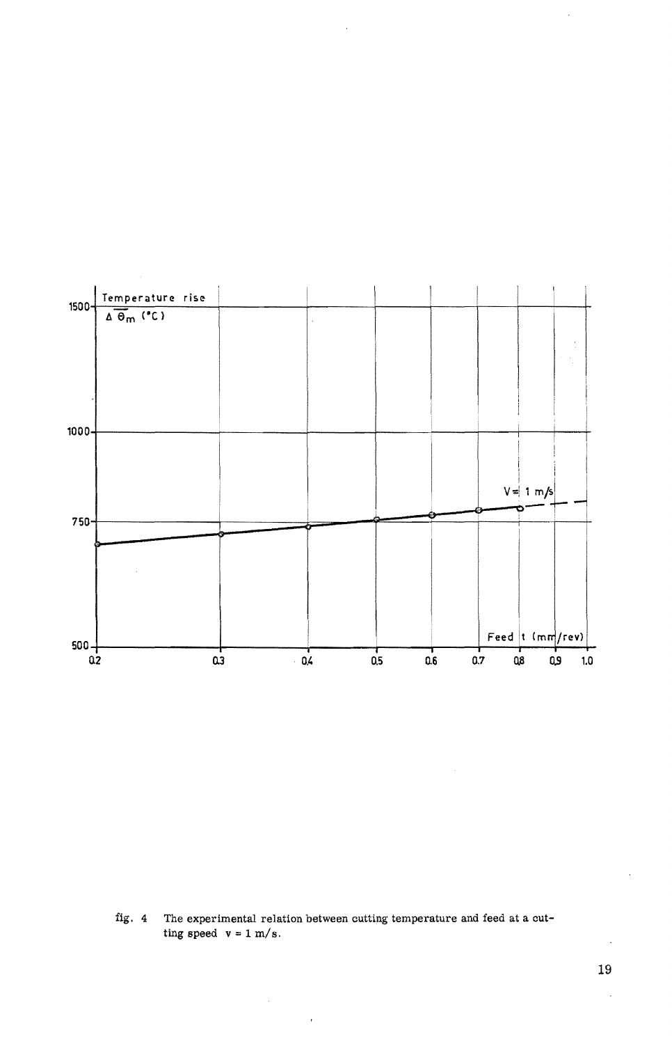fig. 4 The experimental relation between cutting temperature and feed at a cutting speed $v = 1$ m/s.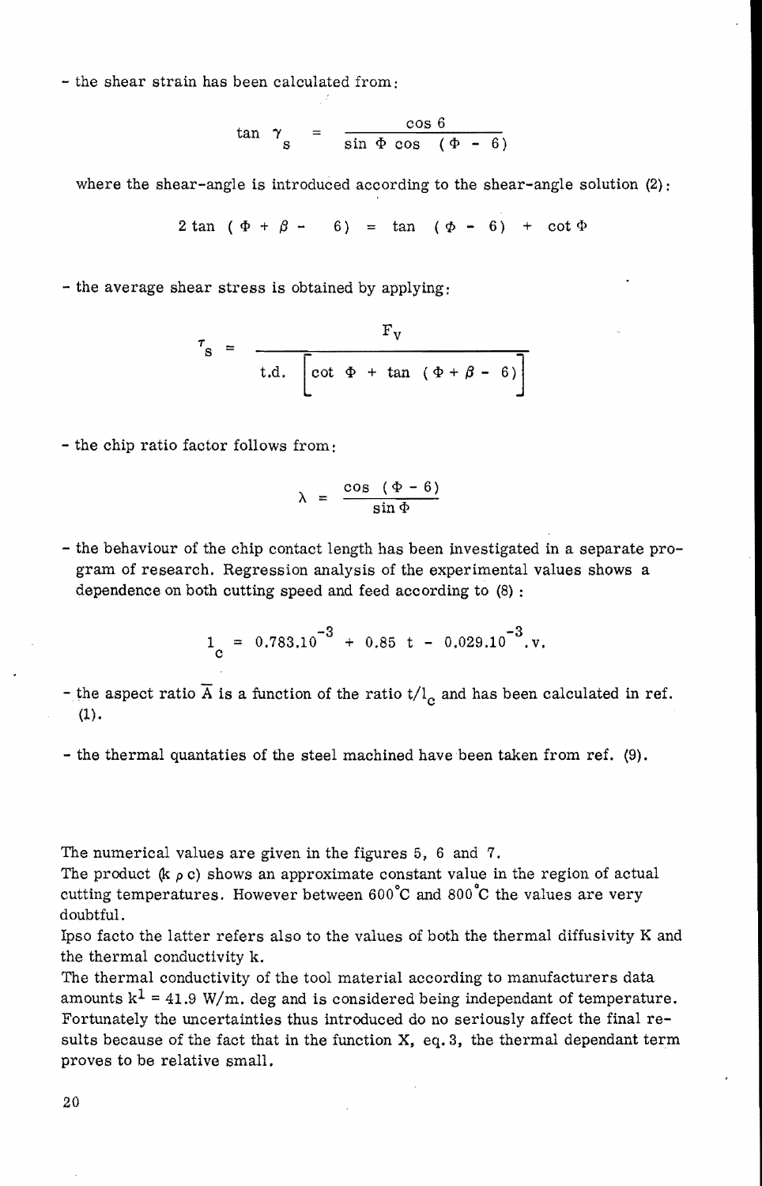- the shear strain has been calculated from:

$$\tan \gamma_s = \frac{\cos 6}{\sin \Phi \cos (\Phi - 6)}$$

where the shear-angle is introduced according to the shear-angle solution (2):

$$2 \tan (\Phi + \beta - 6) = \tan (\Phi - 6) + \cot \Phi$$

- the average shear stress is obtained by applying:

$$\tau_s = \frac{F_V}{t.d. \left[ \cot \Phi + \tan (\Phi + \beta - 6) \right]}$$

- the chip ratio factor follows from:

$$\lambda = \frac{\cos (\Phi - 6)}{\sin \Phi}$$

- the behaviour of the chip contact length has been investigated in a separate program of research. Regression analysis of the experimental values shows a dependence on both cutting speed and feed according to (8) :

$$l_c = 0.783.10^{-3} + 0.85\ t - 0.029.10^{-3}.v.$$

- the aspect ratio $\overline{A}$ is a function of the ratio $t/l_c$ and has been calculated in ref. (1).

- the thermal quantaties of the steel machined have been taken from ref. (9).

The numerical values are given in the figures 5, 6 and 7.
The product $(k \rho c)$ shows an approximate constant value in the region of actual cutting temperatures. However between 600°C and 800°C the values are very doubtful.
Ipso facto the latter refers also to the values of both the thermal diffusivity K and the thermal conductivity k.
The thermal conductivity of the tool material according to manufacturers data amounts $k^1$ = 41.9 W/m. deg and is considered being independant of temperature. Fortunately the uncertainties thus introduced do no seriously affect the final results because of the fact that in the function X, eq. 3, the thermal dependant term proves to be relative small.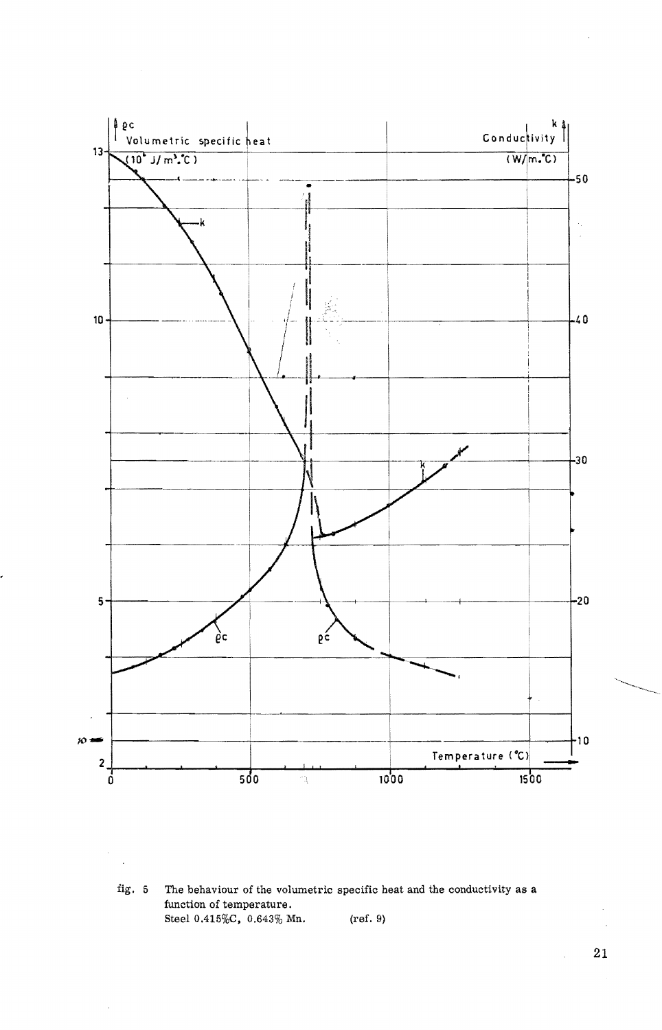fig. 5 The behaviour of the volumetric specific heat and the conductivity as a function of temperature.
Steel 0.415% C, 0.643% Mn. (ref. 9)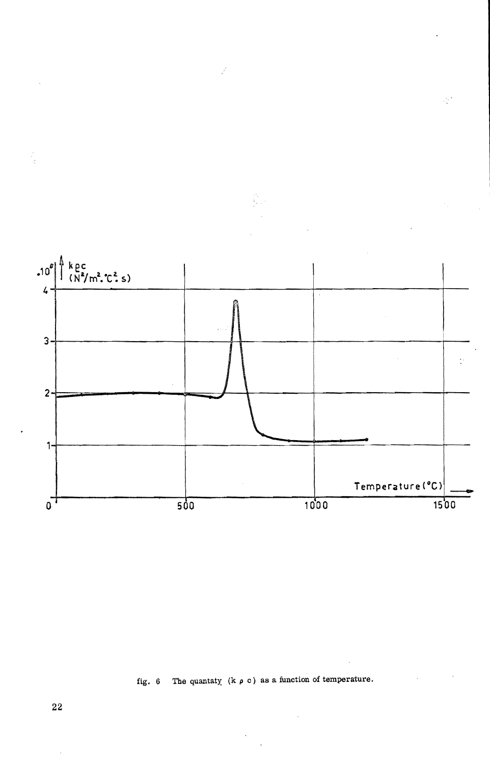fig. 6 The quantaty (k ρ c) as a function of temperature.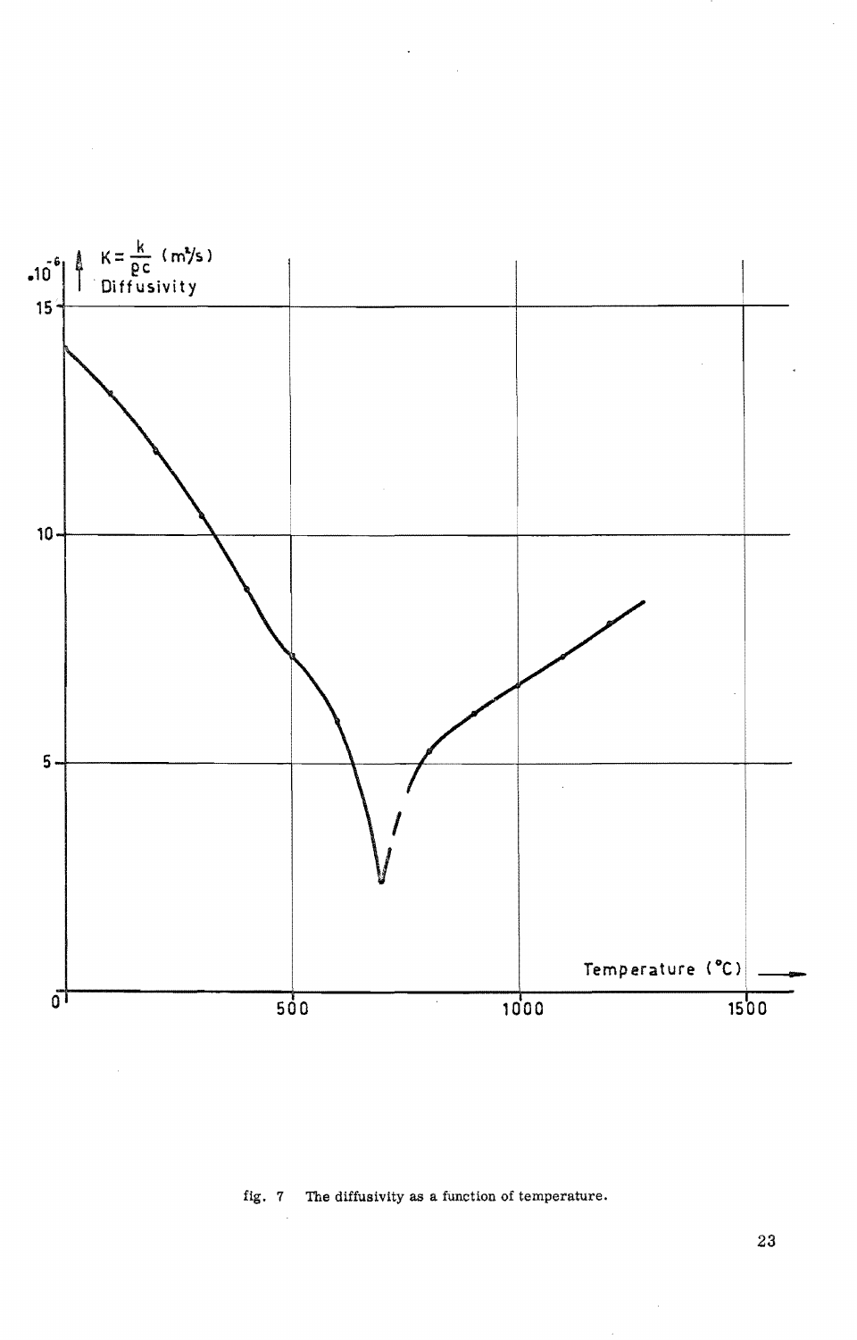fig. 7 The diffusivity as a function of temperature.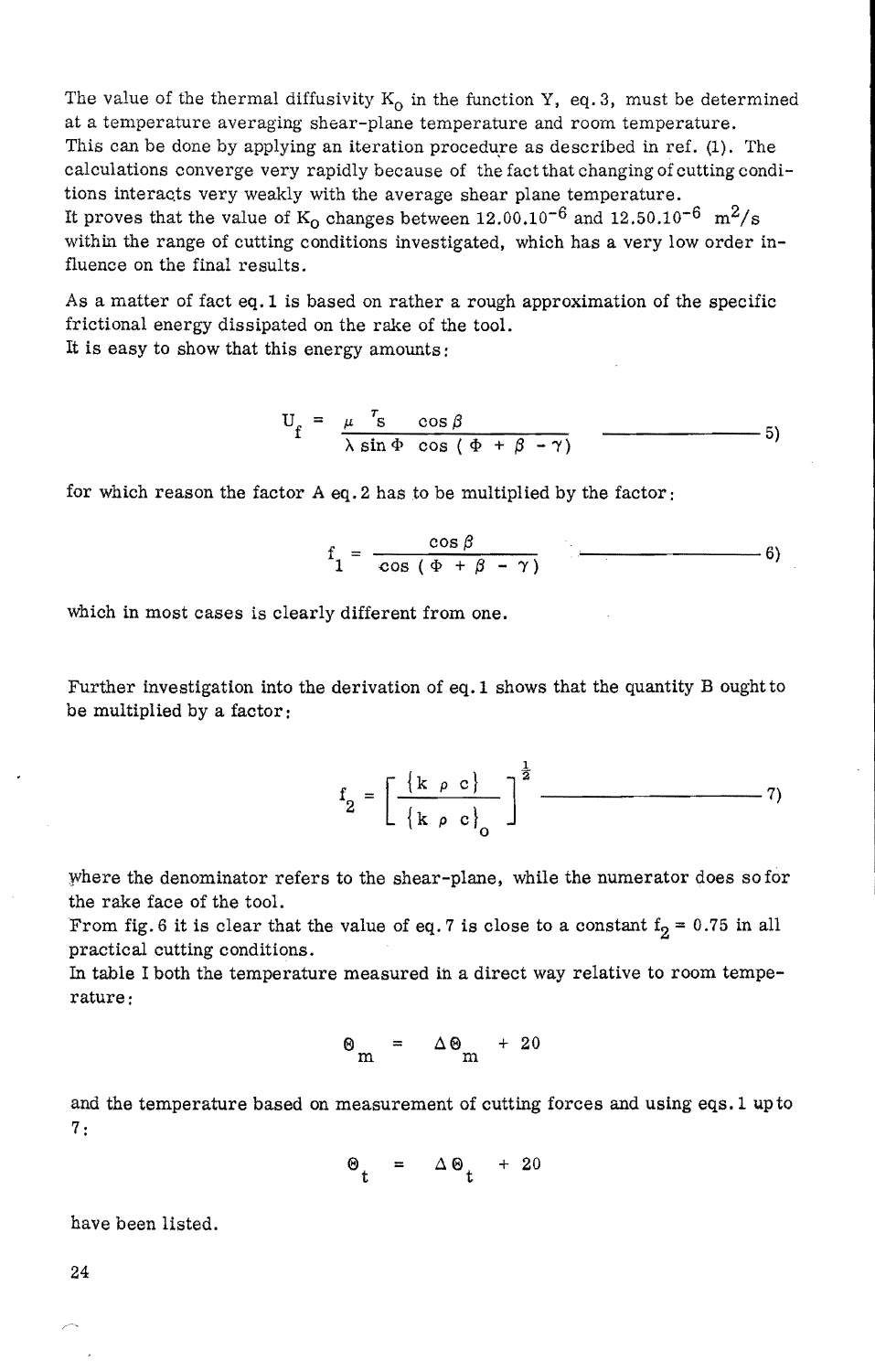The value of the thermal diffusivity $K_o$ in the function Y, eq. 3, must be determined at a temperature averaging shear-plane temperature and room temperature. This can be done by applying an iteration procedure as described in ref. (1). The calculations converge very rapidly because of the fact that changing of cutting conditions interacts very weakly with the average shear plane temperature. It proves that the value of $K_o$ changes between $12.00.10^{-6}$ and $12.50.10^{-6}$ $m^2/s$ within the range of cutting conditions investigated, which has a very low order influence on the final results.

As a matter of fact eq. 1 is based on rather a rough approximation of the specific frictional energy dissipated on the rake of the tool.
It is easy to show that this energy amounts:

$$U_f = \frac{\mu \ \tau_s \ \cos \beta}{\lambda \sin \Phi \ \cos (\Phi + \beta - \gamma)} \qquad \text{5)}$$

for which reason the factor A eq. 2 has to be multiplied by the factor:

$$f_1 = \frac{\cos \beta}{\cos (\Phi + \beta - \gamma)} \qquad \text{6)}$$

which in most cases is clearly different from one.

Further investigation into the derivation of eq. 1 shows that the quantity B ought to be multiplied by a factor:

$$f_2 = \left[ \frac{\{k \ \rho \ c\}}{\{k \ \rho \ c\}_o} \right]^{\frac{1}{2}} \qquad \text{7)}$$

where the denominator refers to the shear-plane, while the numerator does so for the rake face of the tool.
From fig. 6 it is clear that the value of eq. 7 is close to a constant $f_2 = 0.75$ in all practical cutting conditions.
In table I both the temperature measured in a direct way relative to room temperature:

$$\Theta_m = \Delta \Theta_m + 20$$

and the temperature based on measurement of cutting forces and using eqs. 1 up to 7:

$$\Theta_t = \Delta \Theta_t + 20$$

have been listed.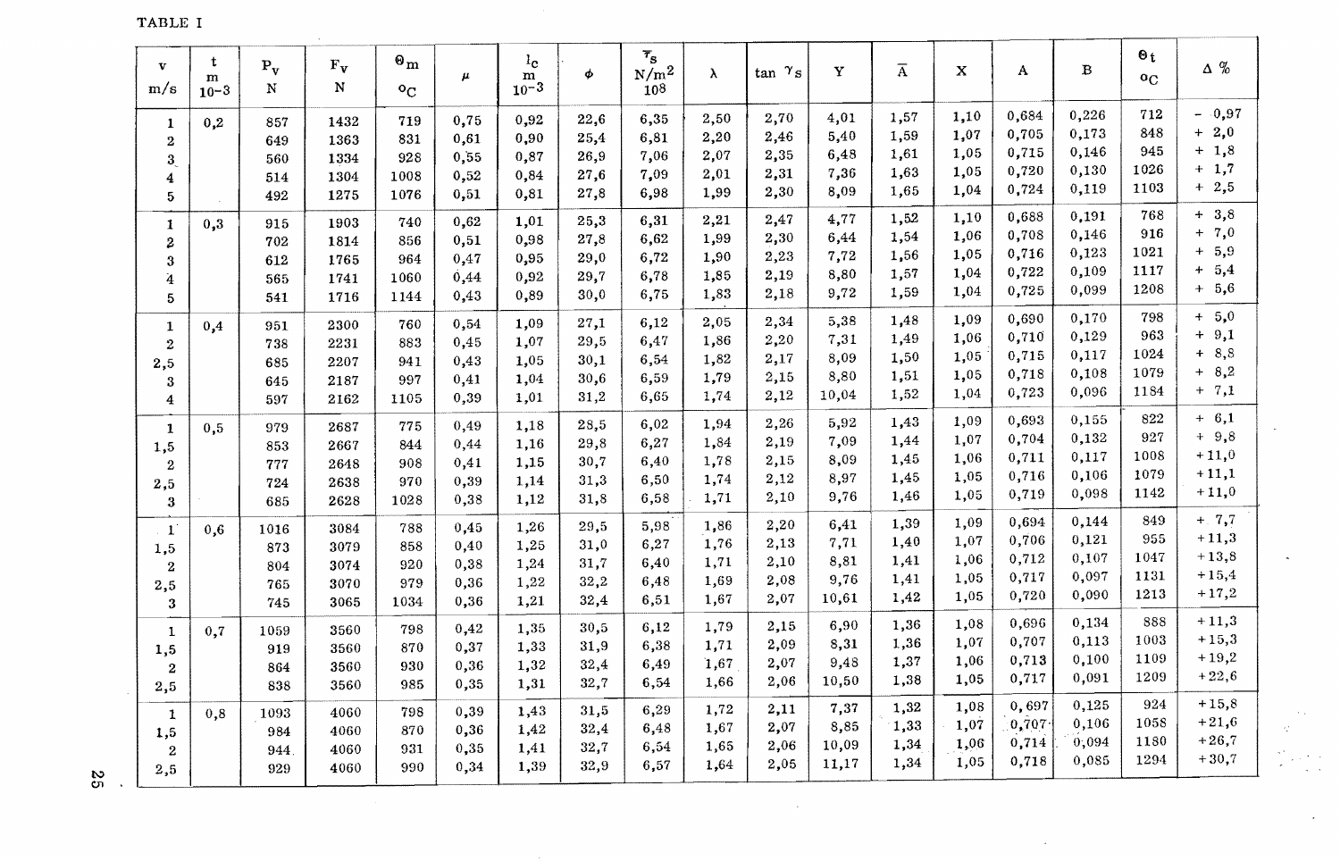TABLE I

| v m/s | t m $10^{-3}$ | $P_v$ N | $F_v$ N | $\Theta_m$ °C | $\mu$ | $l_c$ m $10^{-3}$ | $\phi$ | $\bar{\tau}_s$ N/m² $10^8$ | $\lambda$ | tan $\gamma_s$ | Y | $\bar{A}$ | X | A | B | $\Theta_t$ °C | Δ % |
|---|---|---|---|---|---|---|---|---|---|---|---|---|---|---|---|---|---|
| 1 | 0,2 | 857 | 1432 | 719 | 0,75 | 0,92 | 22,6 | 6,35 | 2,50 | 2,70 | 4,01 | 1,57 | 1,10 | 0,684 | 0,226 | 712 | - 0,97 |
| 2 | | 649 | 1363 | 831 | 0,61 | 0,90 | 25,4 | 6,81 | 2,20 | 2,46 | 5,40 | 1,59 | 1,07 | 0,705 | 0,173 | 848 | + 2,0 |
| 3 | | 560 | 1334 | 928 | 0,55 | 0,87 | 26,9 | 7,06 | 2,07 | 2,35 | 6,48 | 1,61 | 1,05 | 0,715 | 0,146 | 945 | + 1,8 |
| 4 | | 514 | 1304 | 1008 | 0,52 | 0,84 | 27,6 | 7,09 | 2,01 | 2,31 | 7,36 | 1,63 | 1,05 | 0,720 | 0,130 | 1026 | + 1,7 |
| 5 | | 492 | 1275 | 1076 | 0,51 | 0,81 | 27,8 | 6,98 | 1,99 | 2,30 | 8,09 | 1,65 | 1,04 | 0,724 | 0,119 | 1103 | + 2,5 |
| 1 | 0,3 | 915 | 1903 | 740 | 0,62 | 1,01 | 25,3 | 6,31 | 2,21 | 2,47 | 4,77 | 1,52 | 1,10 | 0,688 | 0,191 | 768 | + 3,8 |
| 2 | | 702 | 1814 | 856 | 0,51 | 0,98 | 27,8 | 6,62 | 1,99 | 2,30 | 6,44 | 1,54 | 1,06 | 0,708 | 0,146 | 916 | + 7,0 |
| 3 | | 612 | 1765 | 964 | 0,47 | 0,95 | 29,0 | 6,72 | 1,90 | 2,23 | 7,72 | 1,56 | 1,05 | 0,716 | 0,123 | 1021 | + 5,9 |
| 4 | | 565 | 1741 | 1060 | 0,44 | 0,92 | 29,7 | 6,78 | 1,85 | 2,19 | 8,80 | 1,57 | 1,04 | 0,722 | 0,109 | 1117 | + 5,4 |
| 5 | | 541 | 1716 | 1144 | 0,43 | 0,89 | 30,0 | 6,75 | 1,83 | 2,18 | 9,72 | 1,59 | 1,04 | 0,725 | 0,099 | 1208 | + 5,6 |
| 1 | 0,4 | 951 | 2300 | 760 | 0,54 | 1,09 | 27,1 | 6,12 | 2,05 | 2,34 | 5,38 | 1,48 | 1,09 | 0,690 | 0,170 | 798 | + 5,0 |
| 2 | | 738 | 2231 | 883 | 0,45 | 1,07 | 29,5 | 6,47 | 1,86 | 2,20 | 7,31 | 1,49 | 1,06 | 0,710 | 0,129 | 963 | + 9,1 |
| 2,5 | | 685 | 2207 | 941 | 0,43 | 1,05 | 30,1 | 6,54 | 1,82 | 2,17 | 8,09 | 1,50 | 1,05 | 0,715 | 0,117 | 1024 | + 8,8 |
| 3 | | 645 | 2187 | 997 | 0,41 | 1,04 | 30,6 | 6,59 | 1,79 | 2,15 | 8,80 | 1,51 | 1,05 | 0,718 | 0,108 | 1079 | + 8,2 |
| 4 | | 597 | 2162 | 1105 | 0,39 | 1,01 | 31,2 | 6,65 | 1,74 | 2,12 | 10,04 | 1,52 | 1,04 | 0,723 | 0,096 | 1184 | + 7,1 |
| 1 | 0,5 | 979 | 2687 | 775 | 0,49 | 1,18 | 28,5 | 6,02 | 1,94 | 2,26 | 5,92 | 1,43 | 1,09 | 0,693 | 0,155 | 822 | + 6,1 |
| 1,5 | | 853 | 2667 | 844 | 0,44 | 1,16 | 29,8 | 6,27 | 1,84 | 2,19 | 7,09 | 1,44 | 1,07 | 0,704 | 0,132 | 927 | + 9,8 |
| 2 | | 777 | 2648 | 908 | 0,41 | 1,15 | 30,7 | 6,40 | 1,78 | 2,15 | 8,09 | 1,45 | 1,06 | 0,711 | 0,117 | 1008 | +11,0 |
| 2,5 | | 724 | 2638 | 970 | 0,39 | 1,14 | 31,3 | 6,50 | 1,74 | 2,12 | 8,97 | 1,45 | 1,05 | 0,716 | 0,106 | 1079 | +11,1 |
| 3 | | 685 | 2628 | 1028 | 0,38 | 1,12 | 31,8 | 6,58 | 1,71 | 2,10 | 9,76 | 1,46 | 1,05 | 0,719 | 0,098 | 1142 | +11,0 |
| 1 | 0,6 | 1016 | 3084 | 788 | 0,45 | 1,26 | 29,5 | 5,98 | 1,86 | 2,20 | 6,41 | 1,39 | 1,09 | 0,694 | 0,144 | 849 | + 7,7 |
| 1,5 | | 873 | 3079 | 858 | 0,40 | 1,25 | 31,0 | 6,27 | 1,76 | 2,13 | 7,71 | 1,40 | 1,07 | 0,706 | 0,121 | 955 | +11,3 |
| 2 | | 804 | 3074 | 920 | 0,38 | 1,24 | 31,7 | 6,40 | 1,71 | 2,10 | 8,81 | 1,41 | 1,06 | 0,712 | 0,107 | 1047 | +13,8 |
| 2,5 | | 765 | 3070 | 979 | 0,36 | 1,22 | 32,2 | 6,48 | 1,69 | 2,08 | 9,76 | 1,41 | 1,05 | 0,717 | 0,097 | 1131 | +15,4 |
| 3 | | 745 | 3065 | 1034 | 0,36 | 1,21 | 32,4 | 6,51 | 1,67 | 2,07 | 10,61 | 1,42 | 1,05 | 0,720 | 0,090 | 1213 | +17,2 |
| 1 | 0,7 | 1059 | 3560 | 798 | 0,42 | 1,35 | 30,5 | 6,12 | 1,79 | 2,15 | 6,90 | 1,36 | 1,08 | 0,696 | 0,134 | 888 | +11,3 |
| 1,5 | | 919 | 3560 | 870 | 0,37 | 1,33 | 31,9 | 6,38 | 1,71 | 2,09 | 8,31 | 1,36 | 1,07 | 0,707 | 0,113 | 1003 | +15,3 |
| 2 | | 864 | 3560 | 930 | 0,36 | 1,32 | 32,4 | 6,49 | 1,67 | 2,07 | 9,48 | 1,37 | 1,06 | 0,713 | 0,100 | 1109 | +19,2 |
| 2,5 | | 838 | 3560 | 985 | 0,35 | 1,31 | 32,7 | 6,54 | 1,66 | 2,06 | 10,50 | 1,38 | 1,05 | 0,717 | 0,091 | 1209 | +22,6 |
| 1 | 0,8 | 1093 | 4060 | 798 | 0,39 | 1,43 | 31,5 | 6,29 | 1,72 | 2,11 | 7,37 | 1,32 | 1,08 | 0,697 | 0,125 | 924 | +15,8 |
| 1,5 | | 984 | 4060 | 870 | 0,36 | 1,42 | 32,4 | 6,48 | 1,67 | 2,07 | 8,85 | 1,33 | 1,07 | 0,707 | 0,106 | 1058 | +21,6 |
| 2 | | 944 | 4060 | 931 | 0,35 | 1,41 | 32,7 | 6,54 | 1,65 | 2,06 | 10,09 | 1,34 | 1,06 | 0,714 | 0,094 | 1180 | +26,7 |
| 2,5 | | 929 | 4060 | 990 | 0,34 | 1,39 | 32,9 | 6,57 | 1,64 | 2,05 | 11,17 | 1,34 | 1,05 | 0,718 | 0,085 | 1294 | +30,7 |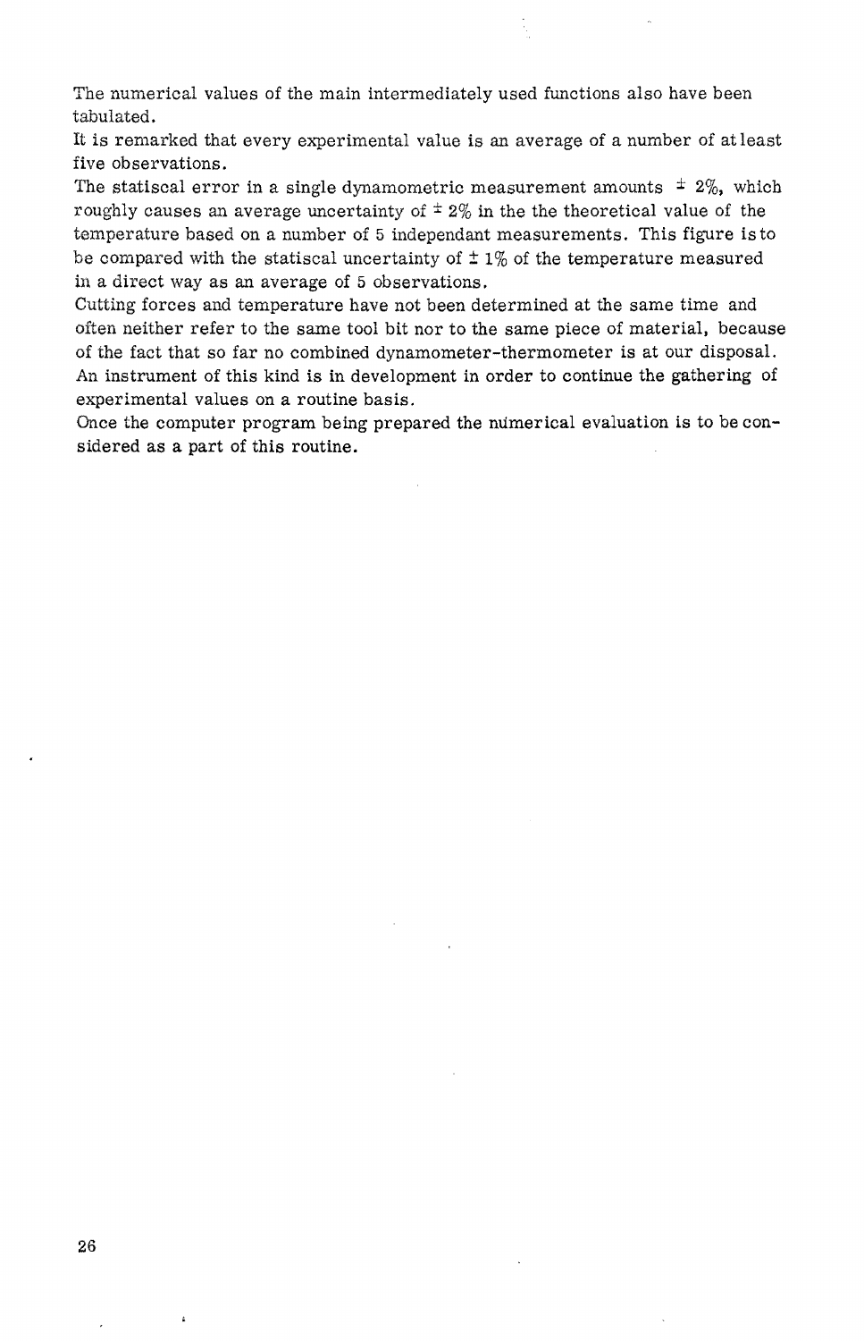The numerical values of the main intermediately used functions also have been tabulated.

It is remarked that every experimental value is an average of a number of at least five observations.

The statiscal error in a single dynamometric measurement amounts $\pm$ 2%, which roughly causes an average uncertainty of $\pm$ 2% in the the theoretical value of the temperature based on a number of 5 independant measurements. This figure is to be compared with the statiscal uncertainty of $\pm$ 1% of the temperature measured in a direct way as an average of 5 observations.

Cutting forces and temperature have not been determined at the same time and often neither refer to the same tool bit nor to the same piece of material, because of the fact that so far no combined dynamometer-thermometer is at our disposal. An instrument of this kind is in development in order to continue the gathering of experimental values on a routine basis.

Once the computer program being prepared the numerical evaluation is to be considered as a part of this routine.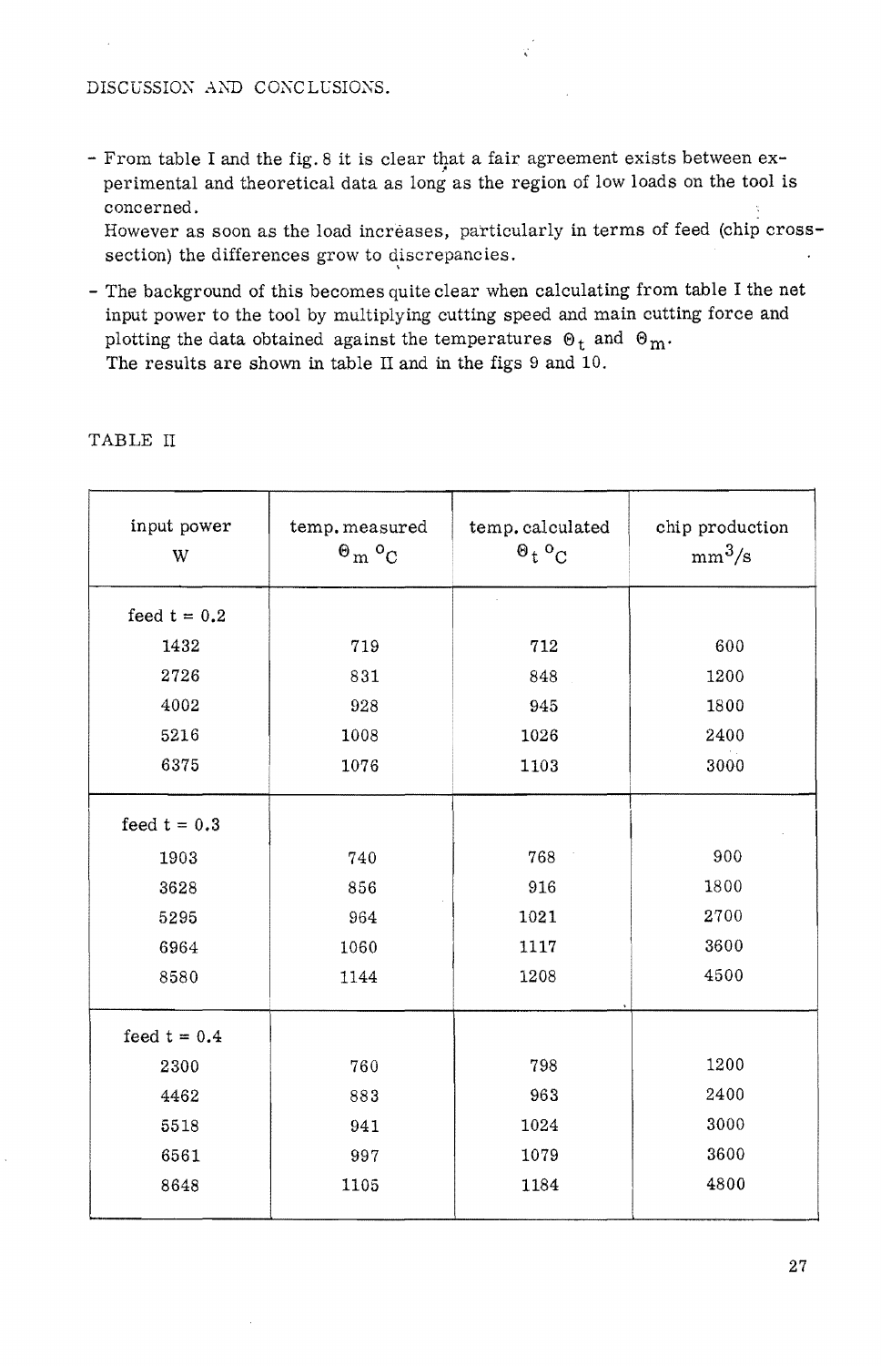DISCUSSION AND CONCLUSIONS.

- From table I and the fig. 8 it is clear that a fair agreement exists between experimental and theoretical data as long as the region of low loads on the tool is concerned.
  However as soon as the load increases, particularly in terms of feed (chip cross-section) the differences grow to discrepancies.
- The background of this becomes quite clear when calculating from table I the net input power to the tool by multiplying cutting speed and main cutting force and plotting the data obtained against the temperatures $\Theta_t$ and $\Theta_m$.
  The results are shown in table II and in the figs 9 and 10.

TABLE II

| input power W | temp. measured $\Theta_m$ °C | temp. calculated $\Theta_t$ °C | chip production $mm^3/s$ |
|---|---|---|---|
| feed t = 0.2 | | | |
| 1432 | 719 | 712 | 600 |
| 2726 | 831 | 848 | 1200 |
| 4002 | 928 | 945 | 1800 |
| 5216 | 1008 | 1026 | 2400 |
| 6375 | 1076 | 1103 | 3000 |
| feed t = 0.3 | | | |
| 1903 | 740 | 768 | 900 |
| 3628 | 856 | 916 | 1800 |
| 5295 | 964 | 1021 | 2700 |
| 6964 | 1060 | 1117 | 3600 |
| 8580 | 1144 | 1208 | 4500 |
| feed t = 0.4 | | | |
| 2300 | 760 | 798 | 1200 |
| 4462 | 883 | 963 | 2400 |
| 5518 | 941 | 1024 | 3000 |
| 6561 | 997 | 1079 | 3600 |
| 8648 | 1105 | 1184 | 4800 |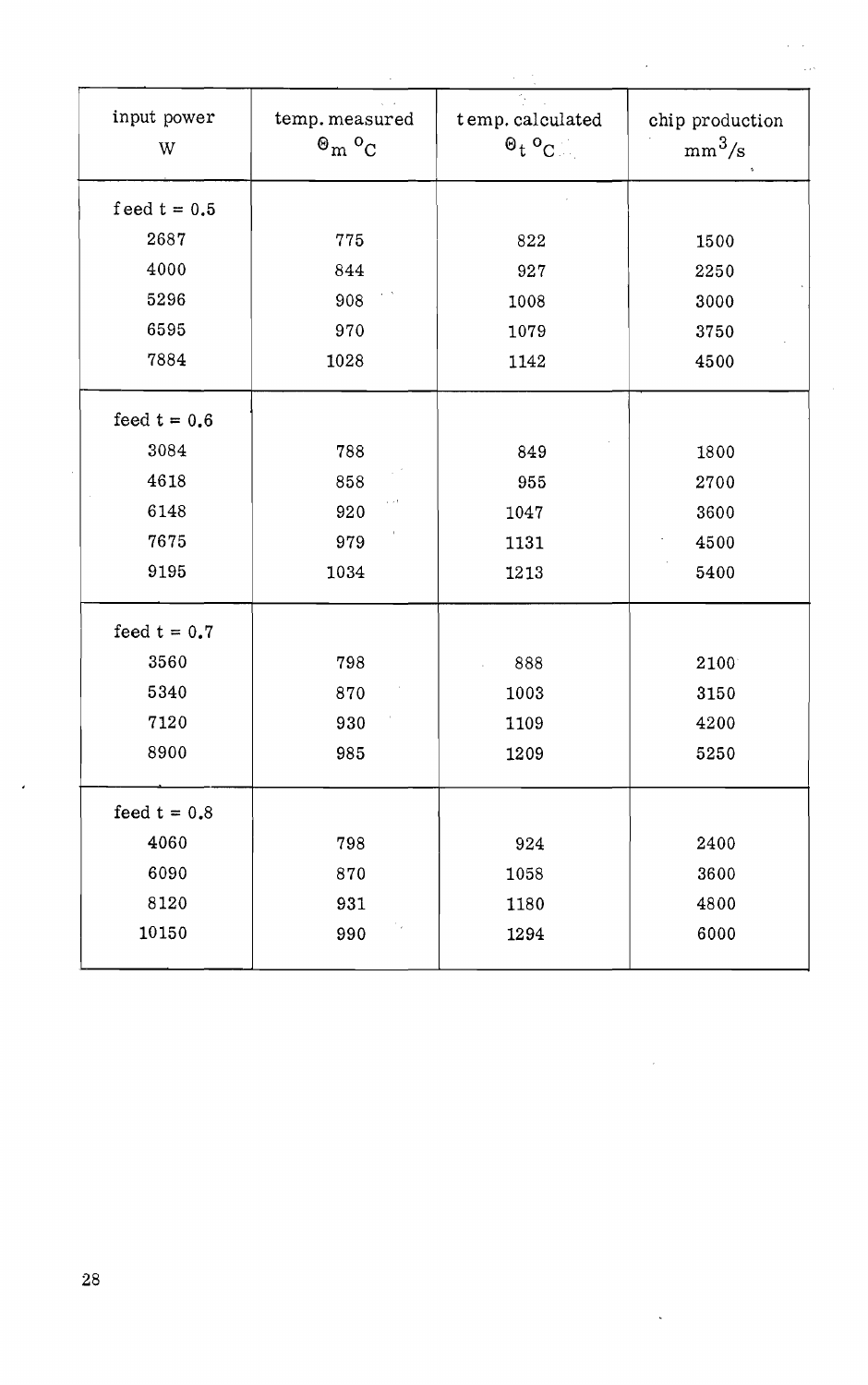| input power W | temp. measured $\Theta_m$ °C | temp. calculated $\Theta_t$ °C | chip production $mm^3/s$ |
|---|---|---|---|
| feed t = 0.5 | | | |
| 2687 | 775 | 822 | 1500 |
| 4000 | 844 | 927 | 2250 |
| 5296 | 908 | 1008 | 3000 |
| 6595 | 970 | 1079 | 3750 |
| 7884 | 1028 | 1142 | 4500 |
| feed t = 0.6 | | | |
| 3084 | 788 | 849 | 1800 |
| 4618 | 858 | 955 | 2700 |
| 6148 | 920 | 1047 | 3600 |
| 7675 | 979 | 1131 | 4500 |
| 9195 | 1034 | 1213 | 5400 |
| feed t = 0.7 | | | |
| 3560 | 798 | 888 | 2100 |
| 5340 | 870 | 1003 | 3150 |
| 7120 | 930 | 1109 | 4200 |
| 8900 | 985 | 1209 | 5250 |
| feed t = 0.8 | | | |
| 4060 | 798 | 924 | 2400 |
| 6090 | 870 | 1058 | 3600 |
| 8120 | 931 | 1180 | 4800 |
| 10150 | 990 | 1294 | 6000 |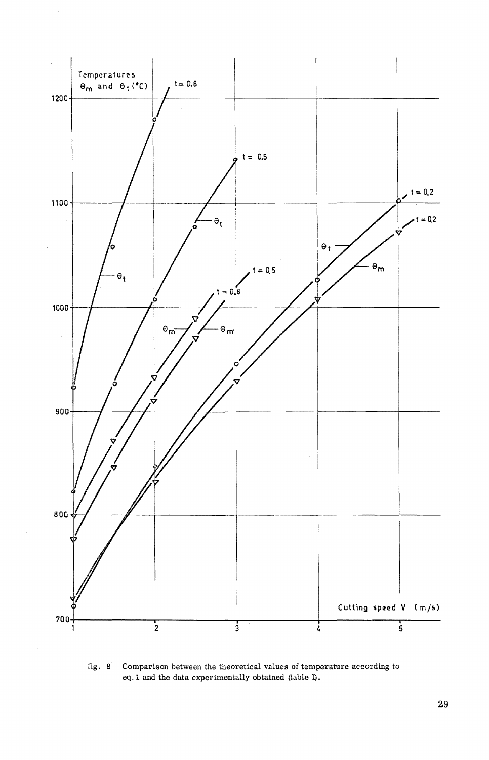fig. 8 Comparison between the theoretical values of temperature according to eq. 1 and the data experimentally obtained (table I).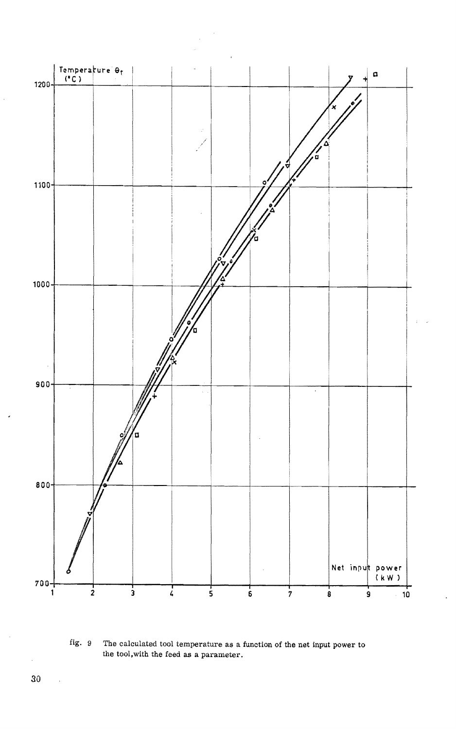fig. 9 The calculated tool temperature as a function of the net input power to the tool,with the feed as a parameter.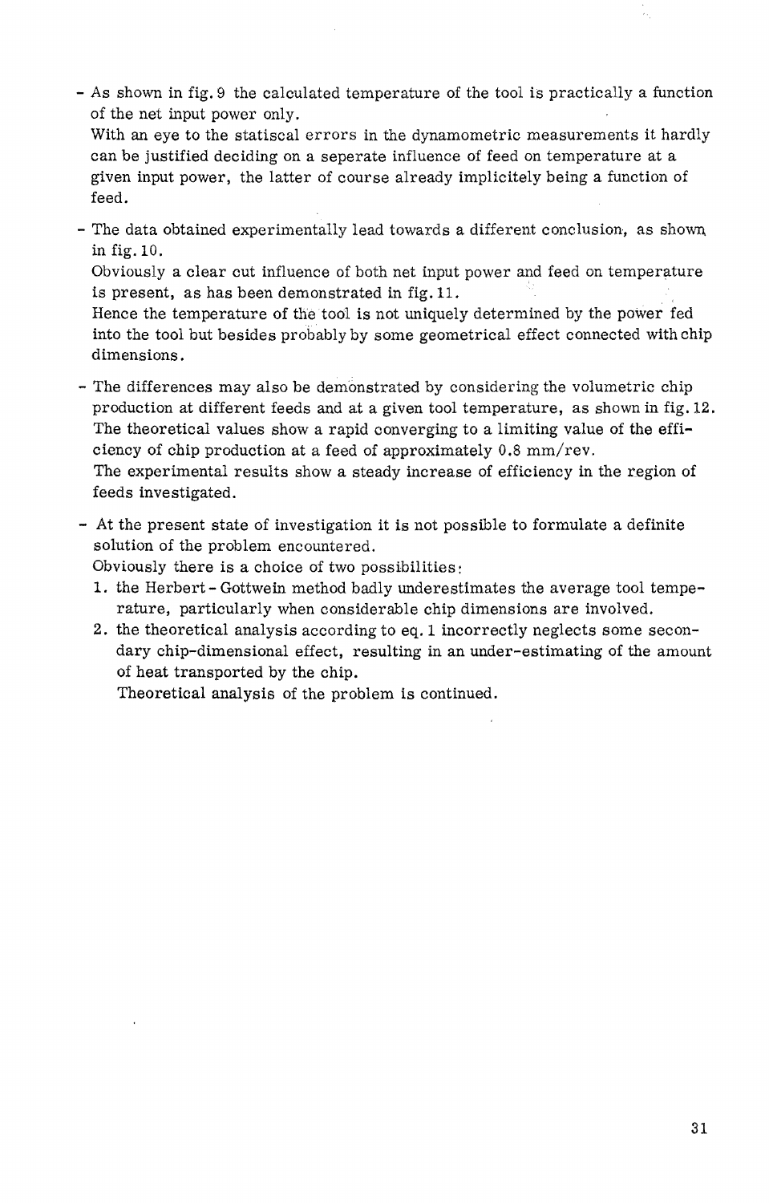- As shown in fig. 9 the calculated temperature of the tool is practically a function of the net input power only.
  With an eye to the statiscal errors in the dynamometric measurements it hardly can be justified deciding on a seperate influence of feed on temperature at a given input power, the latter of course already implicitely being a function of feed.

- The data obtained experimentally lead towards a different conclusion, as shown in fig. 10.
  Obviously a clear cut influence of both net input power and feed on temperature is present, as has been demonstrated in fig. 11.
  Hence the temperature of the tool is not uniquely determined by the power fed into the tool but besides probably by some geometrical effect connected with chip dimensions.

- The differences may also be demonstrated by considering the volumetric chip production at different feeds and at a given tool temperature, as shown in fig. 12.
  The theoretical values show a rapid converging to a limiting value of the efficiency of chip production at a feed of approximately 0.8 mm/rev.
  The experimental results show a steady increase of efficiency in the region of feeds investigated.

- At the present state of investigation it is not possible to formulate a definite solution of the problem encountered.
  Obviously there is a choice of two possibilities:
  1. the Herbert - Gottwein method badly underestimates the average tool temperature, particularly when considerable chip dimensions are involved.
  2. the theoretical analysis according to eq. 1 incorrectly neglects some secondary chip-dimensional effect, resulting in an under-estimating of the amount of heat transported by the chip.

     Theoretical analysis of the problem is continued.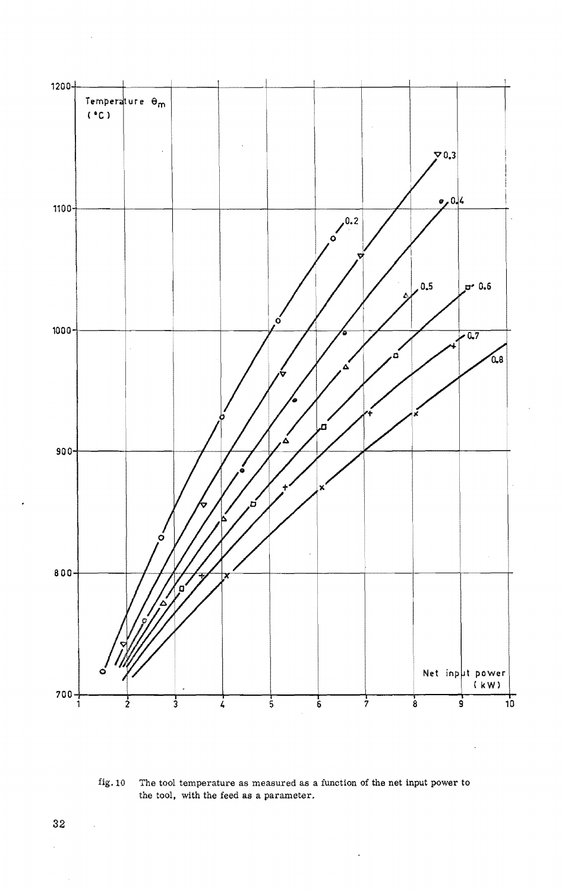fig. 10 The tool temperature as measured as a function of the net input power to the tool, with the feed as a parameter.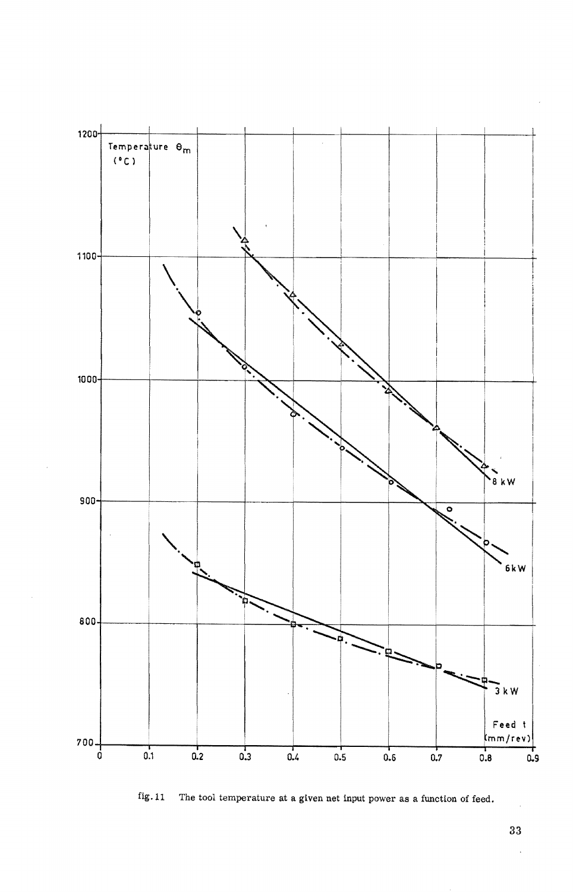fig. 11 The tool temperature at a given net input power as a function of feed.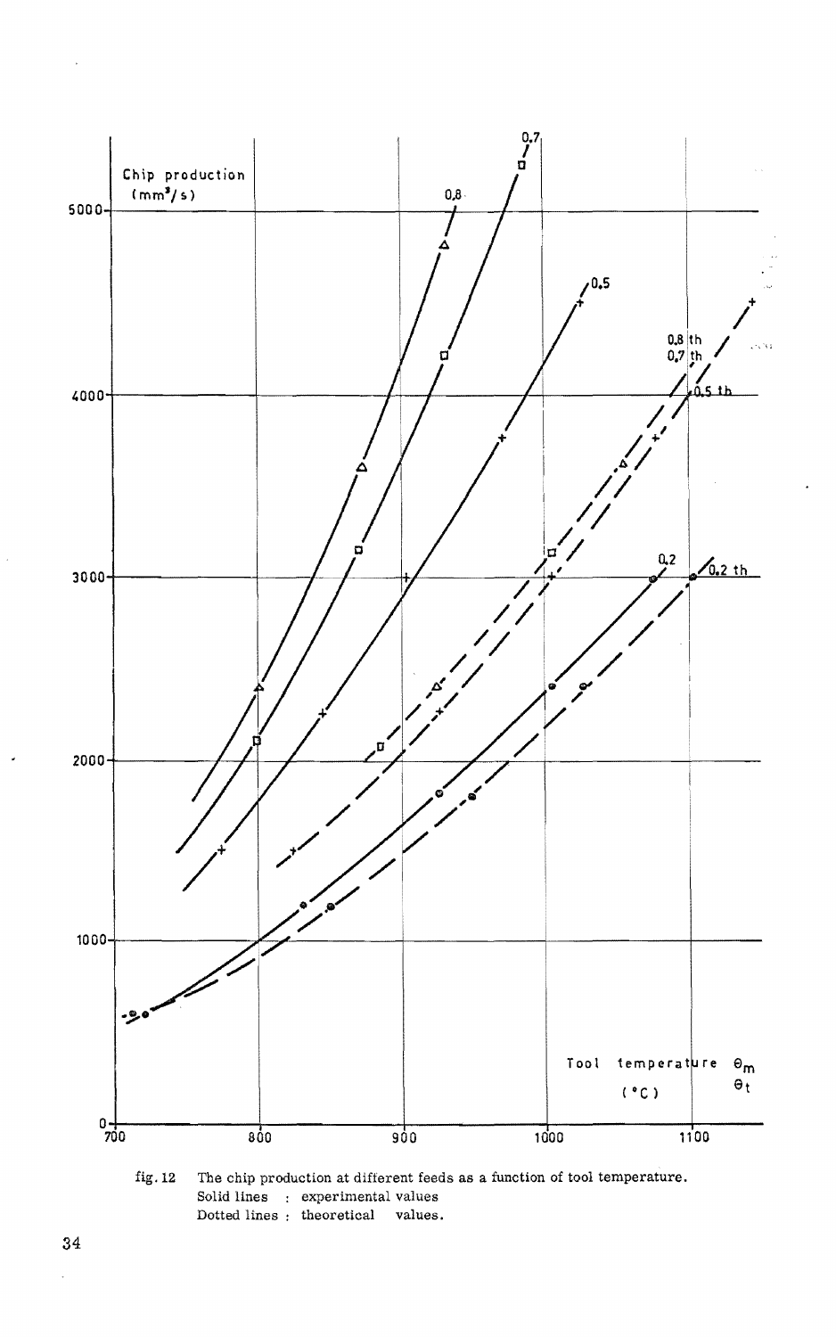fig. 12 The chip production at different feeds as a function of tool temperature.
Solid lines : experimental values
Dotted lines : theoretical values.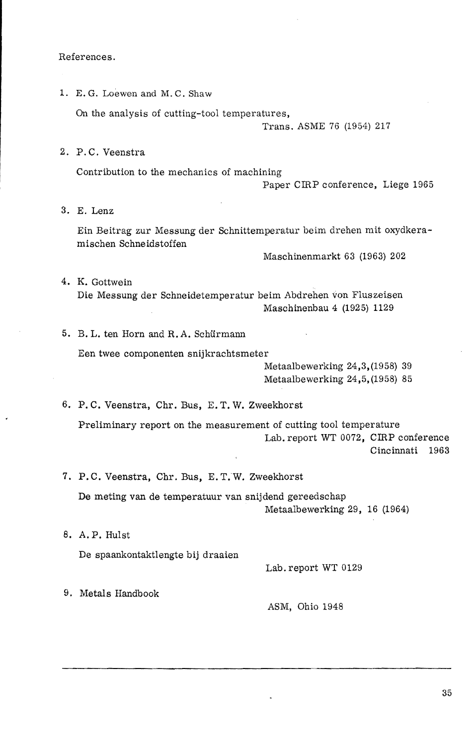References.

1. E. G. Loewen and M. C. Shaw

   On the analysis of cutting-tool temperatures,
   Trans. ASME 76 (1954) 217

2. P. C. Veenstra

   Contribution to the mechanics of machining
   Paper CIRP conference, Liege 1965

3. E. Lenz

   Ein Beitrag zur Messung der Schnittemperatur beim drehen mit oxydkeramischen Schneidstoffen
   Maschinenmarkt 63 (1963) 202

4. K. Gottwein

   Die Messung der Schneidetemperatur beim Abdrehen von Fluszeisen
   Maschinenbau 4 (1925) 1129

5. B. L. ten Horn and R. A. Schürmann

   Een twee componenten snijkrachtsmeter
   Metaalbewerking 24,3,(1958) 39
   Metaalbewerking 24,5,(1958) 85

6. P. C. Veenstra, Chr. Bus, E. T. W. Zweekhorst

   Preliminary report on the measurement of cutting tool temperature
   Lab. report WT 0072, CIRP conference Cincinnati 1963

7. P. C. Veenstra, Chr. Bus, E. T. W. Zweekhorst

   De meting van de temperatuur van snijdend gereedschap
   Metaalbewerking 29, 16 (1964)

8. A. P. Hulst

   De spaankontaktlengte bij draaien
   Lab. report WT 0129

9. Metals Handbook

   ASM, Ohio 1948